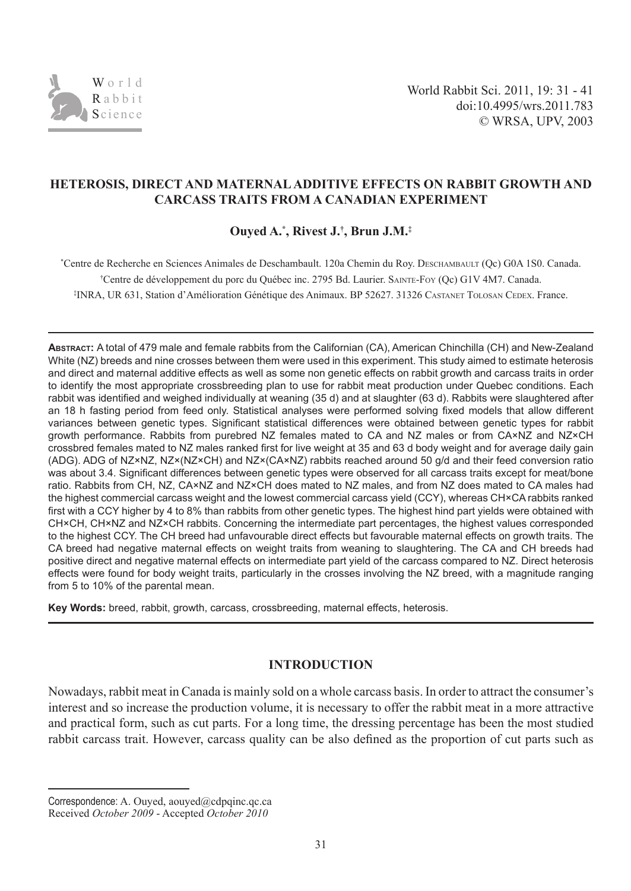# HETEROSIS, DIRECT AND MATERNAL ADDITIVE EFFECTS ON RABBIT GROWTH AND CARCASS TRAITS FROM A CANADIAN EXPERIMENT

**Ouyed A.[*], Rivest J.[†], Brun J.M.[‡]**

[*]Centre de Recherche en Sciences Animales de Deschambault. 120a Chemin du Roy. Deschambault (Qc) G0A 1S0. Canada.
[†]Centre de développement du porc du Québec inc. 2795 Bd. Laurier. Sainte-Foy (Qc) G1V 4M7. Canada.
[‡]INRA, UR 631, Station d'Amélioration Génétique des Animaux. BP 52627. 31326 Castanet Tolosan Cedex. France.

**Abstract:** A total of 479 male and female rabbits from the Californian (CA), American Chinchilla (CH) and New-Zealand White (NZ) breeds and nine crosses between them were used in this experiment. This study aimed to estimate heterosis and direct and maternal additive effects as well as some non genetic effects on rabbit growth and carcass traits in order to identify the most appropriate crossbreeding plan to use for rabbit meat production under Quebec conditions. Each rabbit was identified and weighed individually at weaning (35 d) and at slaughter (63 d). Rabbits were slaughtered after an 18 h fasting period from feed only. Statistical analyses were performed solving fixed models that allow different variances between genetic types. Significant statistical differences were obtained between genetic types for rabbit growth performance. Rabbits from purebred NZ females mated to CA and NZ males or from CA×NZ and NZ×CH crossbred females mated to NZ males ranked first for live weight at 35 and 63 d body weight and for average daily gain (ADG). ADG of NZ×NZ, NZ×(NZ×CH) and NZ×(CA×NZ) rabbits reached around 50 g/d and their feed conversion ratio was about 3.4. Significant differences between genetic types were observed for all carcass traits except for meat/bone ratio. Rabbits from CH, NZ, CA×NZ and NZ×CH does mated to NZ males, and from NZ does mated to CA males had the highest commercial carcass weight and the lowest commercial carcass yield (CCY), whereas CH×CA rabbits ranked first with a CCY higher by 4 to 8% than rabbits from other genetic types. The highest hind part yields were obtained with CH×CH, CH×NZ and NZ×CH rabbits. Concerning the intermediate part percentages, the highest values corresponded to the highest CCY. The CH breed had unfavourable direct effects but favourable maternal effects on growth traits. The CA breed had negative maternal effects on weight traits from weaning to slaughtering. The CA and CH breeds had positive direct and negative maternal effects on intermediate part yield of the carcass compared to NZ. Direct heterosis effects were found for body weight traits, particularly in the crosses involving the NZ breed, with a magnitude ranging from 5 to 10% of the parental mean.

**Key Words:** breed, rabbit, growth, carcass, crossbreeding, maternal effects, heterosis.

## INTRODUCTION

Nowadays, rabbit meat in Canada is mainly sold on a whole carcass basis. In order to attract the consumer's interest and so increase the production volume, it is necessary to offer the rabbit meat in a more attractive and practical form, such as cut parts. For a long time, the dressing percentage has been the most studied rabbit carcass trait. However, carcass quality can be also defined as the proportion of cut parts such as

---

Correspondence: A. Ouyed, aouyed@cdpqinc.qc.ca
Received *October 2009* - Accepted *October 2010*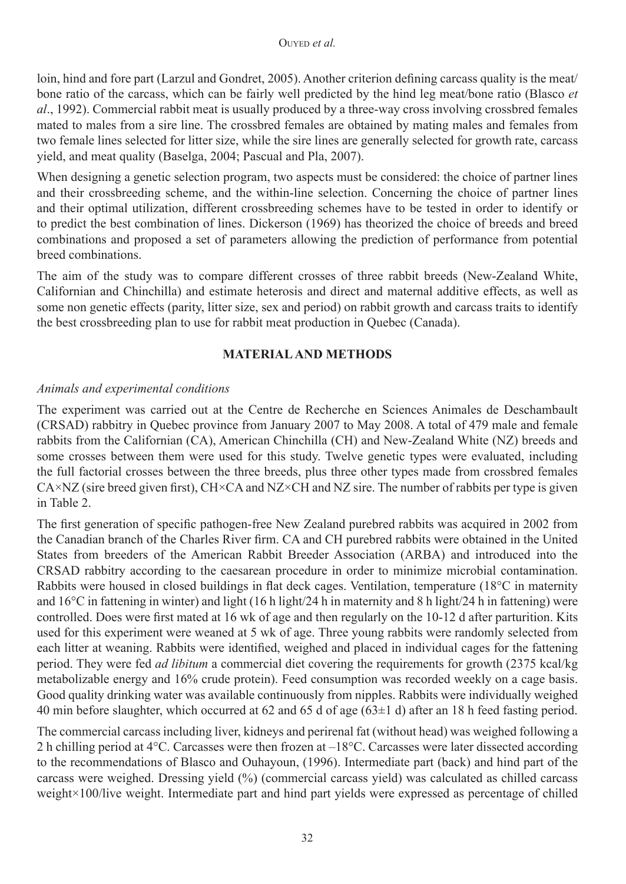loin, hind and fore part (Larzul and Gondret, 2005). Another criterion defining carcass quality is the meat/bone ratio of the carcass, which can be fairly well predicted by the hind leg meat/bone ratio (Blasco *et al*., 1992). Commercial rabbit meat is usually produced by a three-way cross involving crossbred females mated to males from a sire line. The crossbred females are obtained by mating males and females from two female lines selected for litter size, while the sire lines are generally selected for growth rate, carcass yield, and meat quality (Baselga, 2004; Pascual and Pla, 2007).

When designing a genetic selection program, two aspects must be considered: the choice of partner lines and their crossbreeding scheme, and the within-line selection. Concerning the choice of partner lines and their optimal utilization, different crossbreeding schemes have to be tested in order to identify or to predict the best combination of lines. Dickerson (1969) has theorized the choice of breeds and breed combinations and proposed a set of parameters allowing the prediction of performance from potential breed combinations.

The aim of the study was to compare different crosses of three rabbit breeds (New-Zealand White, Californian and Chinchilla) and estimate heterosis and direct and maternal additive effects, as well as some non genetic effects (parity, litter size, sex and period) on rabbit growth and carcass traits to identify the best crossbreeding plan to use for rabbit meat production in Quebec (Canada).

## MATERIAL AND METHODS

### *Animals and experimental conditions*

The experiment was carried out at the Centre de Recherche en Sciences Animales de Deschambault (CRSAD) rabbitry in Quebec province from January 2007 to May 2008. A total of 479 male and female rabbits from the Californian (CA), American Chinchilla (CH) and New-Zealand White (NZ) breeds and some crosses between them were used for this study. Twelve genetic types were evaluated, including the full factorial crosses between the three breeds, plus three other types made from crossbred females CA×NZ (sire breed given first), CH×CA and NZ×CH and NZ sire. The number of rabbits per type is given in Table 2.

The first generation of specific pathogen-free New Zealand purebred rabbits was acquired in 2002 from the Canadian branch of the Charles River firm. CA and CH purebred rabbits were obtained in the United States from breeders of the American Rabbit Breeder Association (ARBA) and introduced into the CRSAD rabbitry according to the caesarean procedure in order to minimize microbial contamination. Rabbits were housed in closed buildings in flat deck cages. Ventilation, temperature (18°C in maternity and 16°C in fattening in winter) and light (16 h light/24 h in maternity and 8 h light/24 h in fattening) were controlled. Does were first mated at 16 wk of age and then regularly on the 10-12 d after parturition. Kits used for this experiment were weaned at 5 wk of age. Three young rabbits were randomly selected from each litter at weaning. Rabbits were identified, weighed and placed in individual cages for the fattening period. They were fed *ad libitum* a commercial diet covering the requirements for growth (2375 kcal/kg metabolizable energy and 16% crude protein). Feed consumption was recorded weekly on a cage basis. Good quality drinking water was available continuously from nipples. Rabbits were individually weighed 40 min before slaughter, which occurred at 62 and 65 d of age (63±1 d) after an 18 h feed fasting period.

The commercial carcass including liver, kidneys and perirenal fat (without head) was weighed following a 2 h chilling period at 4°C. Carcasses were then frozen at –18°C. Carcasses were later dissected according to the recommendations of Blasco and Ouhayoun, (1996). Intermediate part (back) and hind part of the carcass were weighed. Dressing yield (%) (commercial carcass yield) was calculated as chilled carcass weight×100/live weight. Intermediate part and hind part yields were expressed as percentage of chilled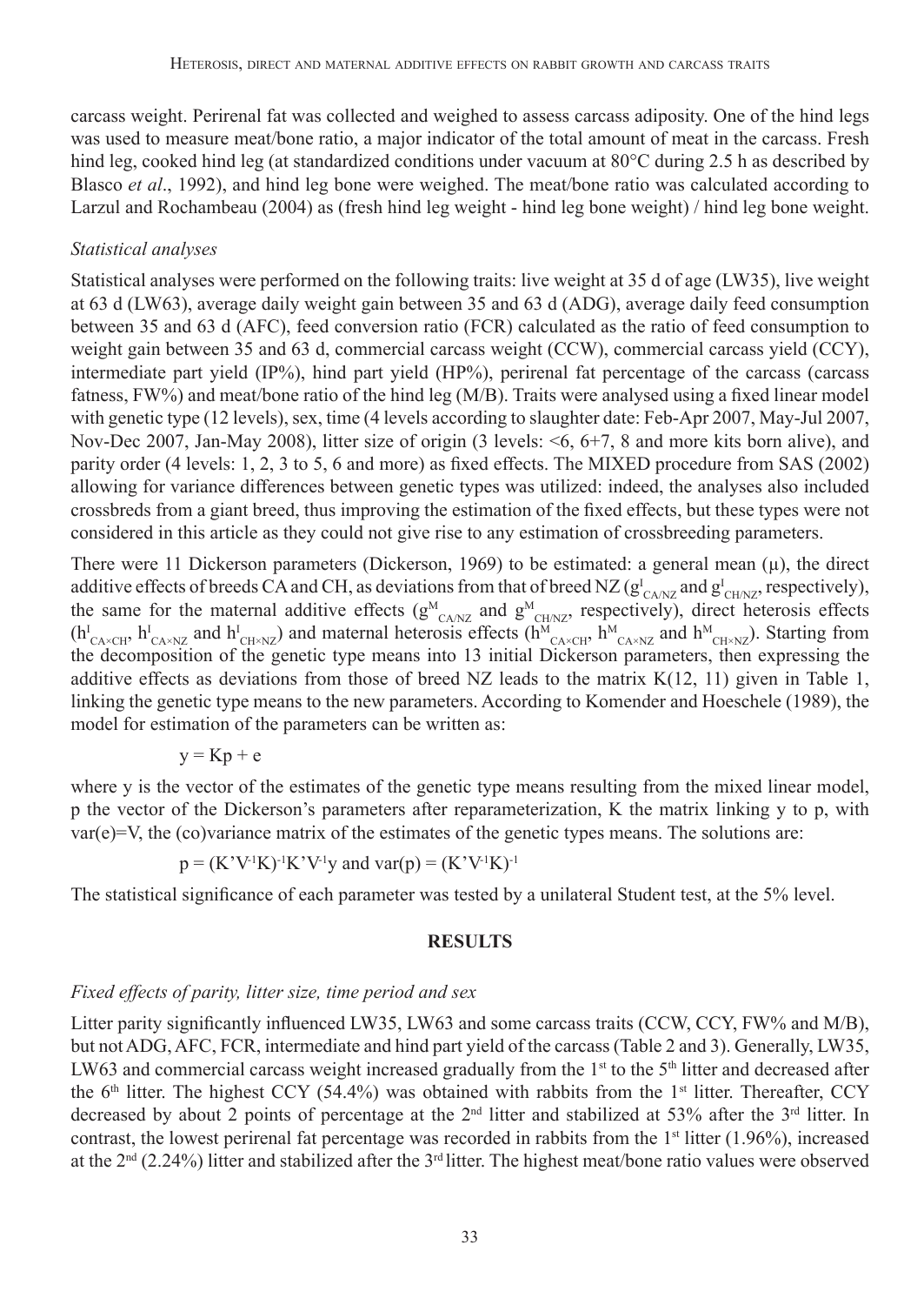carcass weight. Perirenal fat was collected and weighed to assess carcass adiposity. One of the hind legs was used to measure meat/bone ratio, a major indicator of the total amount of meat in the carcass. Fresh hind leg, cooked hind leg (at standardized conditions under vacuum at 80°C during 2.5 h as described by Blasco *et al*., 1992), and hind leg bone were weighed. The meat/bone ratio was calculated according to Larzul and Rochambeau (2004) as (fresh hind leg weight - hind leg bone weight) / hind leg bone weight.

*Statistical analyses*

Statistical analyses were performed on the following traits: live weight at 35 d of age (LW35), live weight at 63 d (LW63), average daily weight gain between 35 and 63 d (ADG), average daily feed consumption between 35 and 63 d (AFC), feed conversion ratio (FCR) calculated as the ratio of feed consumption to weight gain between 35 and 63 d, commercial carcass weight (CCW), commercial carcass yield (CCY), intermediate part yield (IP%), hind part yield (HP%), perirenal fat percentage of the carcass (carcass fatness, FW%) and meat/bone ratio of the hind leg (M/B). Traits were analysed using a fixed linear model with genetic type (12 levels), sex, time (4 levels according to slaughter date: Feb-Apr 2007, May-Jul 2007, Nov-Dec 2007, Jan-May 2008), litter size of origin (3 levels: <6, 6+7, 8 and more kits born alive), and parity order (4 levels: 1, 2, 3 to 5, 6 and more) as fixed effects. The MIXED procedure from SAS (2002) allowing for variance differences between genetic types was utilized: indeed, the analyses also included crossbreds from a giant breed, thus improving the estimation of the fixed effects, but these types were not considered in this article as they could not give rise to any estimation of crossbreeding parameters.

There were 11 Dickerson parameters (Dickerson, 1969) to be estimated: a general mean ($\mu$), the direct additive effects of breeds CA and CH, as deviations from that of breed NZ ($g^I_{CA/NZ}$ and $g^I_{CH/NZ}$, respectively), the same for the maternal additive effects ($g^M_{CA/NZ}$ and $g^M_{CH/NZ}$, respectively), direct heterosis effects ($h^I_{CA\times CH}$, $h^I_{CA\times NZ}$ and $h^I_{CH\times NZ}$) and maternal heterosis effects ($h^M_{CA\times CH}$, $h^M_{CA\times NZ}$ and $h^M_{CH\times NZ}$). Starting from the decomposition of the genetic type means into 13 initial Dickerson parameters, then expressing the additive effects as deviations from those of breed NZ leads to the matrix K(12, 11) given in Table 1, linking the genetic type means to the new parameters. According to Komender and Hoeschele (1989), the model for estimation of the parameters can be written as:

$$y = Kp + e$$

where y is the vector of the estimates of the genetic type means resulting from the mixed linear model, p the vector of the Dickerson's parameters after reparameterization, K the matrix linking y to p, with var(e)=V, the (co)variance matrix of the estimates of the genetic types means. The solutions are:

$$p = (K'V^{-1}K)^{-1}K'V^{-1}y \text{ and } var(p) = (K'V^{-1}K)^{-1}$$

The statistical significance of each parameter was tested by a unilateral Student test, at the 5% level.

## RESULTS

*Fixed effects of parity, litter size, time period and sex*

Litter parity significantly influenced LW35, LW63 and some carcass traits (CCW, CCY, FW% and M/B), but not ADG, AFC, FCR, intermediate and hind part yield of the carcass (Table 2 and 3). Generally, LW35, LW63 and commercial carcass weight increased gradually from the 1st to the 5th litter and decreased after the 6th litter. The highest CCY (54.4%) was obtained with rabbits from the 1st litter. Thereafter, CCY decreased by about 2 points of percentage at the 2nd litter and stabilized at 53% after the 3rd litter. In contrast, the lowest perirenal fat percentage was recorded in rabbits from the 1st litter (1.96%), increased at the 2nd (2.24%) litter and stabilized after the 3rd litter. The highest meat/bone ratio values were observed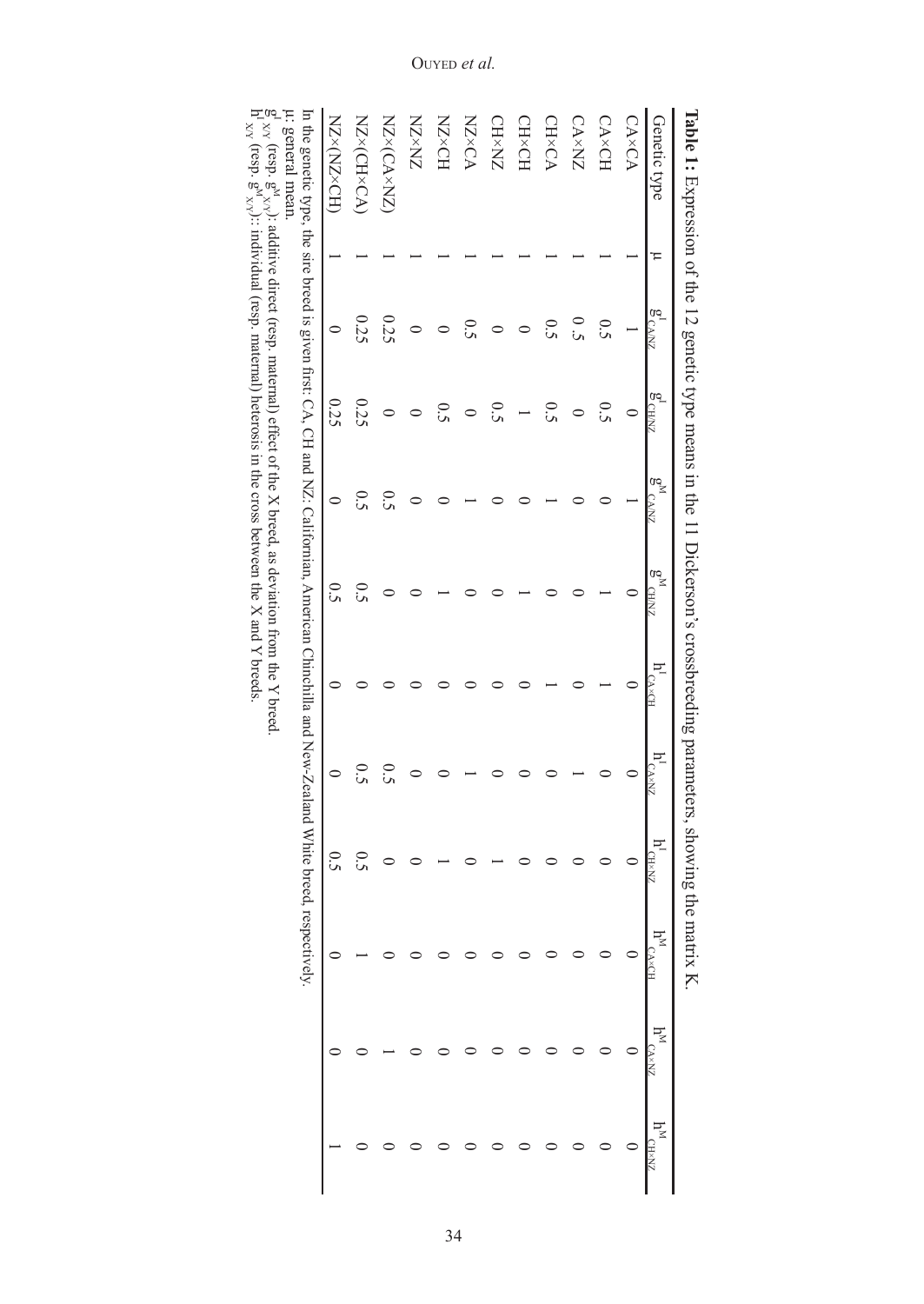**Table 1:** Expression of the 12 genetic type means in the 11 Dickerson's crossbreeding parameters, showing the matrix K.

| Genetic type | $\mu$ | $g^{I}_{CA/NZ}$ | $g^{I}_{CH/NZ}$ | $g^{M}_{CA/NZ}$ | $g^{M}_{CH/NZ}$ | $h^{I}_{CA\times CH}$ | $h^{I}_{CA\times NZ}$ | $h^{I}_{CH\times NZ}$ | $h^{M}_{CA\times CH}$ | $h^{M}_{CA\times NZ}$ | $h^{M}_{CH\times NZ}$ |
|---|---|---|---|---|---|---|---|---|---|---|---|
| CA×CA | 1 | 1 | 0 | 1 | 0 | 0 | 0 | 0 | 0 | 0 | 0 |
| CA×CH | 1 | 0.5 | 0.5 | 0 | 1 | 1 | 0 | 0 | 0 | 0 | 0 |
| CA×NZ | 1 | 0.5 | 0 | 0 | 0 | 0 | 1 | 0 | 0 | 0 | 0 |
| CH×CA | 1 | 0.5 | 0.5 | 1 | 0 | 1 | 0 | 0 | 0 | 0 | 0 |
| CH×CH | 1 | 0 | 1 | 0 | 1 | 0 | 0 | 0 | 0 | 0 | 0 |
| CH×NZ | 1 | 0 | 0.5 | 0 | 0 | 0 | 0 | 1 | 0 | 0 | 0 |
| NZ×CA | 1 | 0.5 | 0 | 1 | 0 | 0 | 1 | 0 | 0 | 0 | 0 |
| NZ×CH | 1 | 0 | 0.5 | 0 | 1 | 0 | 0 | 1 | 0 | 0 | 0 |
| NZ×NZ | 1 | 0 | 0 | 0 | 0 | 0 | 0 | 0 | 0 | 0 | 0 |
| NZ×(CA×NZ) | 1 | 0.25 | 0 | 0.5 | 0 | 0 | 0.5 | 0 | 0 | 1 | 0 |
| NZ×(CH×CA) | 1 | 0.25 | 0.25 | 0.5 | 0.5 | 0 | 0.5 | 0.5 | 1 | 0 | 0 |
| NZ×(NZ×CH) | 1 | 0 | 0.25 | 0 | 0.5 | 0 | 0 | 0.5 | 0 | 0 | 1 |

In the genetic type, the sire breed is given first: CA, CH and NZ: Californian, American Chinchilla and New-Zealand White breed, respectively.
$\mu$: general mean.
$g^{I}_{X/Y}$ (resp. $g^{M}_{X/Y}$): additive direct (resp. maternal) effect of the X breed, as deviation from the Y breed.
$h^{I}_{X/Y}$ (resp. $g^{M}_{X/Y}$):: individual (resp. maternal) heterosis in the cross between the X and Y breeds.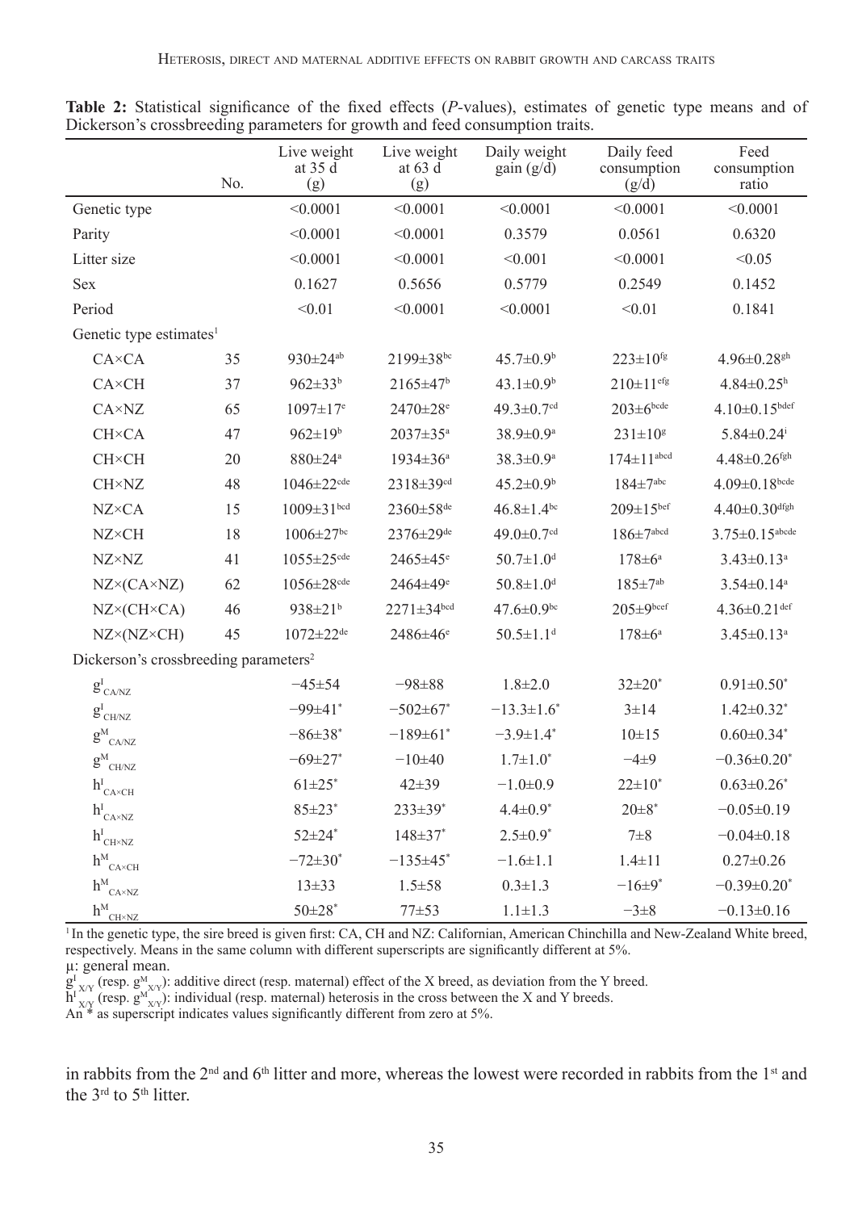**Table 2:** Statistical significance of the fixed effects (*P*-values), estimates of genetic type means and of Dickerson's crossbreeding parameters for growth and feed consumption traits.

| | No. | Live weight at 35 d (g) | Live weight at 63 d (g) | Daily weight gain (g/d) | Daily feed consumption (g/d) | Feed consumption ratio |
|---|---|---|---|---|---|---|
| Genetic type | | <0.0001 | <0.0001 | <0.0001 | <0.0001 | <0.0001 |
| Parity | | <0.0001 | <0.0001 | 0.3579 | 0.0561 | 0.6320 |
| Litter size | | <0.0001 | <0.0001 | <0.001 | <0.0001 | <0.05 |
| Sex | | 0.1627 | 0.5656 | 0.5779 | 0.2549 | 0.1452 |
| Period | | <0.01 | <0.0001 | <0.0001 | <0.01 | 0.1841 |
| Genetic type estimates[1] | | | | | | |
| CA×CA | 35 | 930±24[ab] | 2199±38[bc] | 45.7±0.9[b] | 223±10[fg] | 4.96±0.28[gh] |
| CA×CH | 37 | 962±33[b] | 2165±47[b] | 43.1±0.9[b] | 210±11[efg] | 4.84±0.25[h] |
| CA×NZ | 65 | 1097±17[e] | 2470±28[e] | 49.3±0.7[cd] | 203±6[bcde] | 4.10±0.15[bdef] |
| CH×CA | 47 | 962±19[b] | 2037±35[a] | 38.9±0.9[a] | 231±10[g] | 5.84±0.24[i] |
| CH×CH | 20 | 880±24[a] | 1934±36[a] | 38.3±0.9[a] | 174±11[abcd] | 4.48±0.26[fgh] |
| CH×NZ | 48 | 1046±22[cde] | 2318±39[cd] | 45.2±0.9[b] | 184±7[abc] | 4.09±0.18[bcde] |
| NZ×CA | 15 | 1009±31[bcd] | 2360±58[de] | 46.8±1.4[bc] | 209±15[bef] | 4.40±0.30[dfgh] |
| NZ×CH | 18 | 1006±27[bc] | 2376±29[de] | 49.0±0.7[cd] | 186±7[abcd] | 3.75±0.15[abcde] |
| NZ×NZ | 41 | 1055±25[cde] | 2465±45[e] | 50.7±1.0[d] | 178±6[a] | 3.43±0.13[a] |
| NZ×(CA×NZ) | 62 | 1056±28[cde] | 2464±49[e] | 50.8±1.0[d] | 185±7[ab] | 3.54±0.14[a] |
| NZ×(CH×CA) | 46 | 938±21[b] | 2271±34[bcd] | 47.6±0.9[bc] | 205±9[bcef] | 4.36±0.21[def] |
| NZ×(NZ×CH) | 45 | 1072±22[de] | 2486±46[e] | 50.5±1.1[d] | 178±6[a] | 3.45±0.13[a] |
| Dickerson's crossbreeding parameters[2] | | | | | | |
| $g^I_{CA/NZ}$ | | −45±54 | −98±88 | 1.8±2.0 | 32±20* | 0.91±0.50* |
| $g^I_{CH/NZ}$ | | −99±41* | −502±67* | −13.3±1.6* | 3±14 | 1.42±0.32* |
| $g^M_{CA/NZ}$ | | −86±38* | −189±61* | −3.9±1.4* | 10±15 | 0.60±0.34* |
| $g^M_{CH/NZ}$ | | −69±27* | −10±40 | 1.7±1.0* | −4±9 | −0.36±0.20* |
| $h^I_{CA×CH}$ | | 61±25* | 42±39 | −1.0±0.9 | 22±10* | 0.63±0.26* |
| $h^I_{CA×NZ}$ | | 85±23* | 233±39* | 4.4±0.9* | 20±8* | −0.05±0.19 |
| $h^I_{CH×NZ}$ | | 52±24* | 148±37* | 2.5±0.9* | 7±8 | −0.04±0.18 |
| $h^M_{CA×CH}$ | | −72±30* | −135±45* | −1.6±1.1 | 1.4±11 | 0.27±0.26 |
| $h^M_{CA×NZ}$ | | 13±33 | 1.5±58 | 0.3±1.3 | −16±9* | −0.39±0.20* |
| $h^M_{CH×NZ}$ | | 50±28* | 77±53 | 1.1±1.3 | −3±8 | −0.13±0.16 |

[1] In the genetic type, the sire breed is given first: CA, CH and NZ: Californian, American Chinchilla and New-Zealand White breed, respectively. Means in the same column with different superscripts are significantly different at 5%.
µ: general mean.
$g^I_{X/Y}$ (resp. $g^M_{X/Y}$): additive direct (resp. maternal) effect of the X breed, as deviation from the Y breed.
$h^I_{X/Y}$ (resp. $g^M_{X/Y}$): individual (resp. maternal) heterosis in the cross between the X and Y breeds.
An * as superscript indicates values significantly different from zero at 5%.

in rabbits from the 2nd and 6th litter and more, whereas the lowest were recorded in rabbits from the 1st and the 3rd to 5th litter.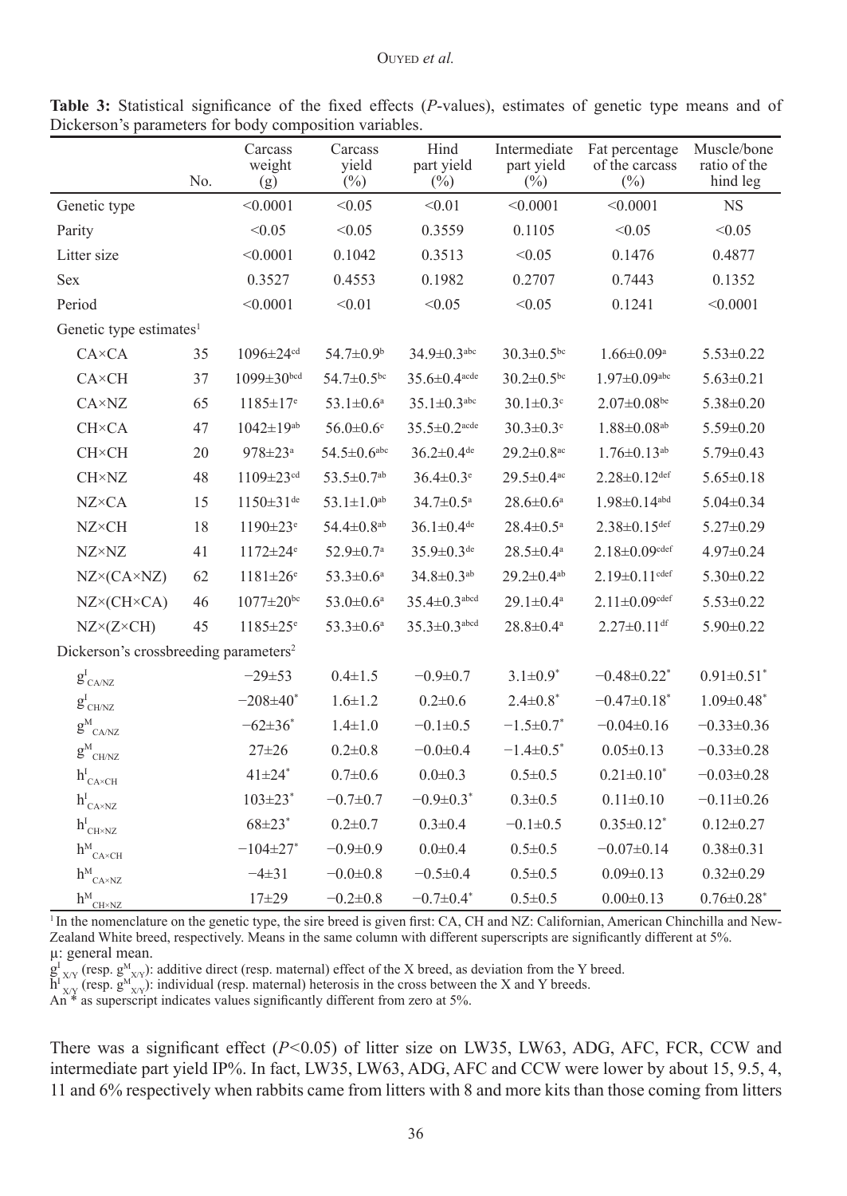**Table 3:** Statistical significance of the fixed effects (*P*-values), estimates of genetic type means and of Dickerson's parameters for body composition variables.

| | No. | Carcass weight (g) | Carcass yield (%) | Hind part yield (%) | Intermediate part yield (%) | Fat percentage of the carcass (%) | Muscle/bone ratio of the hind leg |
|---|---|---|---|---|---|---|---|
| Genetic type | | <0.0001 | <0.05 | <0.01 | <0.0001 | <0.0001 | NS |
| Parity | | <0.05 | <0.05 | 0.3559 | 0.1105 | <0.05 | <0.05 |
| Litter size | | <0.0001 | 0.1042 | 0.3513 | <0.05 | 0.1476 | 0.4877 |
| Sex | | 0.3527 | 0.4553 | 0.1982 | 0.2707 | 0.7443 | 0.1352 |
| Period | | <0.0001 | <0.01 | <0.05 | <0.05 | 0.1241 | <0.0001 |
| Genetic type estimates[1] | | | | | | | |
| CA×CA | 35 | 1096±24[cd] | 54.7±0.9[b] | 34.9±0.3[abc] | 30.3±0.5[bc] | 1.66±0.09[a] | 5.53±0.22 |
| CA×CH | 37 | 1099±30[bcd] | 54.7±0.5[bc] | 35.6±0.4[acde] | 30.2±0.5[bc] | 1.97±0.09[abc] | 5.63±0.21 |
| CA×NZ | 65 | 1185±17[e] | 53.1±0.6[a] | 35.1±0.3[abc] | 30.1±0.3[c] | 2.07±0.08[be] | 5.38±0.20 |
| CH×CA | 47 | 1042±19[ab] | 56.0±0.6[c] | 35.5±0.2[acde] | 30.3±0.3[c] | 1.88±0.08[ab] | 5.59±0.20 |
| CH×CH | 20 | 978±23[a] | 54.5±0.6[abc] | 36.2±0.4[de] | 29.2±0.8[ac] | 1.76±0.13[ab] | 5.79±0.43 |
| CH×NZ | 48 | 1109±23[cd] | 53.5±0.7[ab] | 36.4±0.3[e] | 29.5±0.4[ac] | 2.28±0.12[def] | 5.65±0.18 |
| NZ×CA | 15 | 1150±31[de] | 53.1±1.0[ab] | 34.7±0.5[a] | 28.6±0.6[a] | 1.98±0.14[abd] | 5.04±0.34 |
| NZ×CH | 18 | 1190±23[e] | 54.4±0.8[ab] | 36.1±0.4[de] | 28.4±0.5[a] | 2.38±0.15[def] | 5.27±0.29 |
| NZ×NZ | 41 | 1172±24[e] | 52.9±0.7[a] | 35.9±0.3[de] | 28.5±0.4[a] | 2.18±0.09[cdef] | 4.97±0.24 |
| NZ×(CA×NZ) | 62 | 1181±26[e] | 53.3±0.6[a] | 34.8±0.3[ab] | 29.2±0.4[ab] | 2.19±0.11[cdef] | 5.30±0.22 |
| NZ×(CH×CA) | 46 | 1077±20[bc] | 53.0±0.6[a] | 35.4±0.3[abcd] | 29.1±0.4[a] | 2.11±0.09[cdef] | 5.53±0.22 |
| NZ×(Z×CH) | 45 | 1185±25[e] | 53.3±0.6[a] | 35.3±0.3[abcd] | 28.8±0.4[a] | 2.27±0.11[df] | 5.90±0.22 |
| Dickerson's crossbreeding parameters[2] | | | | | | | |
| $g^{I}_{CA/NZ}$ | | −29±53 | 0.4±1.5 | −0.9±0.7 | 3.1±0.9* | −0.48±0.22* | 0.91±0.51* |
| $g^{I}_{CH/NZ}$ | | −208±40* | 1.6±1.2 | 0.2±0.6 | 2.4±0.8* | −0.47±0.18* | 1.09±0.48* |
| $g^{M}_{CA/NZ}$ | | −62±36* | 1.4±1.0 | −0.1±0.5 | −1.5±0.7* | −0.04±0.16 | −0.33±0.36 |
| $g^{M}_{CH/NZ}$ | | 27±26 | 0.2±0.8 | −0.0±0.4 | −1.4±0.5* | 0.05±0.13 | −0.33±0.28 |
| $h^{I}_{CA\times CH}$ | | 41±24* | 0.7±0.6 | 0.0±0.3 | 0.5±0.5 | 0.21±0.10* | −0.03±0.28 |
| $h^{I}_{CA\times NZ}$ | | 103±23* | −0.7±0.7 | −0.9±0.3* | 0.3±0.5 | 0.11±0.10 | −0.11±0.26 |
| $h^{I}_{CH\times NZ}$ | | 68±23* | 0.2±0.7 | 0.3±0.4 | −0.1±0.5 | 0.35±0.12* | 0.12±0.27 |
| $h^{M}_{CA\times CH}$ | | −104±27* | −0.9±0.9 | 0.0±0.4 | 0.5±0.5 | −0.07±0.14 | 0.38±0.31 |
| $h^{M}_{CA\times NZ}$ | | −4±31 | −0.0±0.8 | −0.5±0.4 | 0.5±0.5 | 0.09±0.13 | 0.32±0.29 |
| $h^{M}_{CH\times NZ}$ | | 17±29 | −0.2±0.8 | −0.7±0.4* | 0.5±0.5 | 0.00±0.13 | 0.76±0.28* |

[1] In the nomenclature on the genetic type, the sire breed is given first: CA, CH and NZ: Californian, American Chinchilla and New-Zealand White breed, respectively. Means in the same column with different superscripts are significantly different at 5%.
μ: general mean.
$g^{I}_{X/Y}$ (resp. $g^{M}_{X/Y}$): additive direct (resp. maternal) effect of the X breed, as deviation from the Y breed.
$h^{I}_{X/Y}$ (resp. $g^{M}_{X/Y}$): individual (resp. maternal) heterosis in the cross between the X and Y breeds.
An * as superscript indicates values significantly different from zero at 5%.

There was a significant effect ($P<0.05$) of litter size on LW35, LW63, ADG, AFC, FCR, CCW and intermediate part yield IP%. In fact, LW35, LW63, ADG, AFC and CCW were lower by about 15, 9.5, 4, 11 and 6% respectively when rabbits came from litters with 8 and more kits than those coming from litters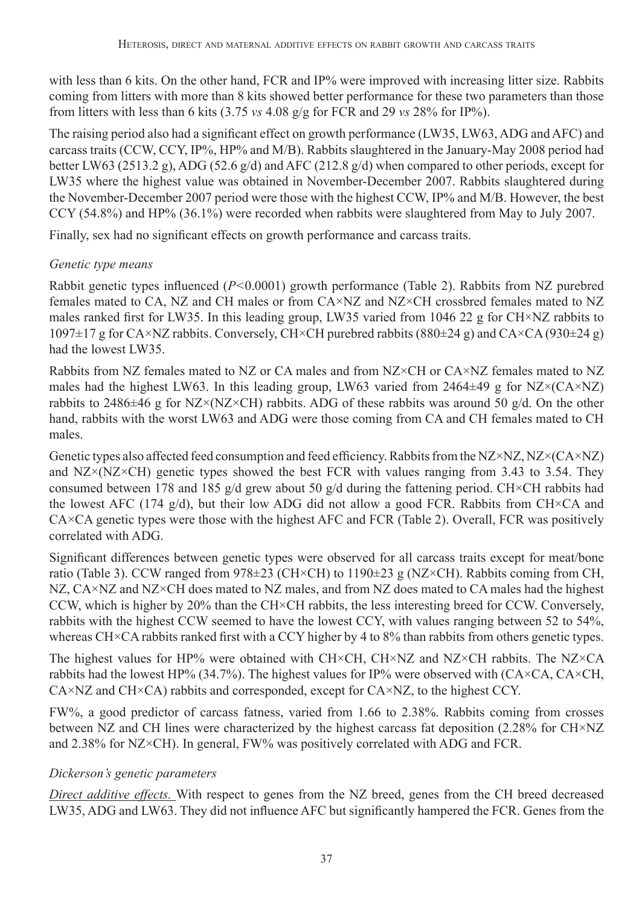with less than 6 kits. On the other hand, FCR and IP% were improved with increasing litter size. Rabbits coming from litters with more than 8 kits showed better performance for these two parameters than those from litters with less than 6 kits (3.75 *vs* 4.08 g/g for FCR and 29 *vs* 28% for IP%).

The raising period also had a significant effect on growth performance (LW35, LW63, ADG and AFC) and carcass traits (CCW, CCY, IP%, HP% and M/B). Rabbits slaughtered in the January-May 2008 period had better LW63 (2513.2 g), ADG (52.6 g/d) and AFC (212.8 g/d) when compared to other periods, except for LW35 where the highest value was obtained in November-December 2007. Rabbits slaughtered during the November-December 2007 period were those with the highest CCW, IP% and M/B. However, the best CCY (54.8%) and HP% (36.1%) were recorded when rabbits were slaughtered from May to July 2007.

Finally, sex had no significant effects on growth performance and carcass traits.

*Genetic type means*

Rabbit genetic types influenced ($P$<0.0001) growth performance (Table 2). Rabbits from NZ purebred females mated to CA, NZ and CH males or from CA×NZ and NZ×CH crossbred females mated to NZ males ranked first for LW35. In this leading group, LW35 varied from 1046 22 g for CH×NZ rabbits to 1097±17 g for CA×NZ rabbits. Conversely, CH×CH purebred rabbits (880±24 g) and CA×CA (930±24 g) had the lowest LW35.

Rabbits from NZ females mated to NZ or CA males and from NZ×CH or CA×NZ females mated to NZ males had the highest LW63. In this leading group, LW63 varied from 2464±49 g for NZ×(CA×NZ) rabbits to 2486±46 g for NZ×(NZ×CH) rabbits. ADG of these rabbits was around 50 g/d. On the other hand, rabbits with the worst LW63 and ADG were those coming from CA and CH females mated to CH males.

Genetic types also affected feed consumption and feed efficiency. Rabbits from the NZ×NZ, NZ×(CA×NZ) and NZ×(NZ×CH) genetic types showed the best FCR with values ranging from 3.43 to 3.54. They consumed between 178 and 185 g/d grew about 50 g/d during the fattening period. CH×CH rabbits had the lowest AFC (174 g/d), but their low ADG did not allow a good FCR. Rabbits from CH×CA and CA×CA genetic types were those with the highest AFC and FCR (Table 2). Overall, FCR was positively correlated with ADG.

Significant differences between genetic types were observed for all carcass traits except for meat/bone ratio (Table 3). CCW ranged from 978±23 (CH×CH) to 1190±23 g (NZ×CH). Rabbits coming from CH, NZ, CA×NZ and NZ×CH does mated to NZ males, and from NZ does mated to CA males had the highest CCW, which is higher by 20% than the CH×CH rabbits, the less interesting breed for CCW. Conversely, rabbits with the highest CCW seemed to have the lowest CCY, with values ranging between 52 to 54%, whereas CH×CA rabbits ranked first with a CCY higher by 4 to 8% than rabbits from others genetic types.

The highest values for HP% were obtained with CH×CH, CH×NZ and NZ×CH rabbits. The NZ×CA rabbits had the lowest HP% (34.7%). The highest values for IP% were observed with (CA×CA, CA×CH, CA×NZ and CH×CA) rabbits and corresponded, except for CA×NZ, to the highest CCY.

FW%, a good predictor of carcass fatness, varied from 1.66 to 2.38%. Rabbits coming from crosses between NZ and CH lines were characterized by the highest carcass fat deposition (2.28% for CH×NZ and 2.38% for NZ×CH). In general, FW% was positively correlated with ADG and FCR.

*Dickerson's genetic parameters*

*Direct additive effects.* With respect to genes from the NZ breed, genes from the CH breed decreased LW35, ADG and LW63. They did not influence AFC but significantly hampered the FCR. Genes from the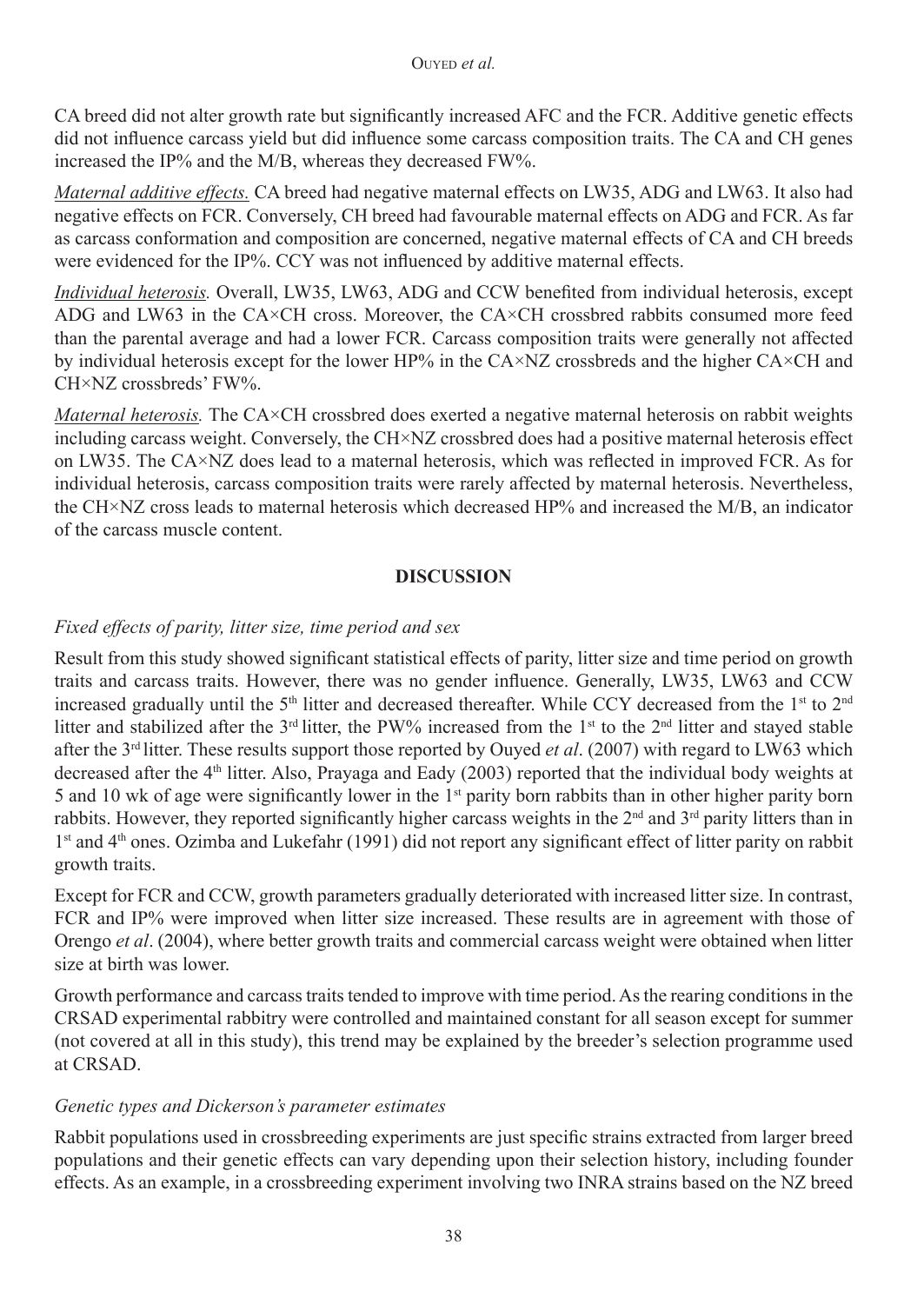CA breed did not alter growth rate but significantly increased AFC and the FCR. Additive genetic effects did not influence carcass yield but did influence some carcass composition traits. The CA and CH genes increased the IP% and the M/B, whereas they decreased FW%.

*Maternal additive effects.* CA breed had negative maternal effects on LW35, ADG and LW63. It also had negative effects on FCR. Conversely, CH breed had favourable maternal effects on ADG and FCR. As far as carcass conformation and composition are concerned, negative maternal effects of CA and CH breeds were evidenced for the IP%. CCY was not influenced by additive maternal effects.

*Individual heterosis.* Overall, LW35, LW63, ADG and CCW benefited from individual heterosis, except ADG and LW63 in the CA×CH cross. Moreover, the CA×CH crossbred rabbits consumed more feed than the parental average and had a lower FCR. Carcass composition traits were generally not affected by individual heterosis except for the lower HP% in the CA×NZ crossbreds and the higher CA×CH and CH×NZ crossbreds' FW%.

*Maternal heterosis.* The CA×CH crossbred does exerted a negative maternal heterosis on rabbit weights including carcass weight. Conversely, the CH×NZ crossbred does had a positive maternal heterosis effect on LW35. The CA×NZ does lead to a maternal heterosis, which was reflected in improved FCR. As for individual heterosis, carcass composition traits were rarely affected by maternal heterosis. Nevertheless, the CH×NZ cross leads to maternal heterosis which decreased HP% and increased the M/B, an indicator of the carcass muscle content.

## DISCUSSION

### *Fixed effects of parity, litter size, time period and sex*

Result from this study showed significant statistical effects of parity, litter size and time period on growth traits and carcass traits. However, there was no gender influence. Generally, LW35, LW63 and CCW increased gradually until the 5th litter and decreased thereafter. While CCY decreased from the 1st to 2nd litter and stabilized after the 3rd litter, the PW% increased from the 1st to the 2nd litter and stayed stable after the 3rd litter. These results support those reported by Ouyed *et al*. (2007) with regard to LW63 which decreased after the 4th litter. Also, Prayaga and Eady (2003) reported that the individual body weights at 5 and 10 wk of age were significantly lower in the 1st parity born rabbits than in other higher parity born rabbits. However, they reported significantly higher carcass weights in the 2nd and 3rd parity litters than in 1st and 4th ones. Ozimba and Lukefahr (1991) did not report any significant effect of litter parity on rabbit growth traits.

Except for FCR and CCW, growth parameters gradually deteriorated with increased litter size. In contrast, FCR and IP% were improved when litter size increased. These results are in agreement with those of Orengo *et al*. (2004), where better growth traits and commercial carcass weight were obtained when litter size at birth was lower.

Growth performance and carcass traits tended to improve with time period. As the rearing conditions in the CRSAD experimental rabbitry were controlled and maintained constant for all season except for summer (not covered at all in this study), this trend may be explained by the breeder's selection programme used at CRSAD.

### *Genetic types and Dickerson's parameter estimates*

Rabbit populations used in crossbreeding experiments are just specific strains extracted from larger breed populations and their genetic effects can vary depending upon their selection history, including founder effects. As an example, in a crossbreeding experiment involving two INRA strains based on the NZ breed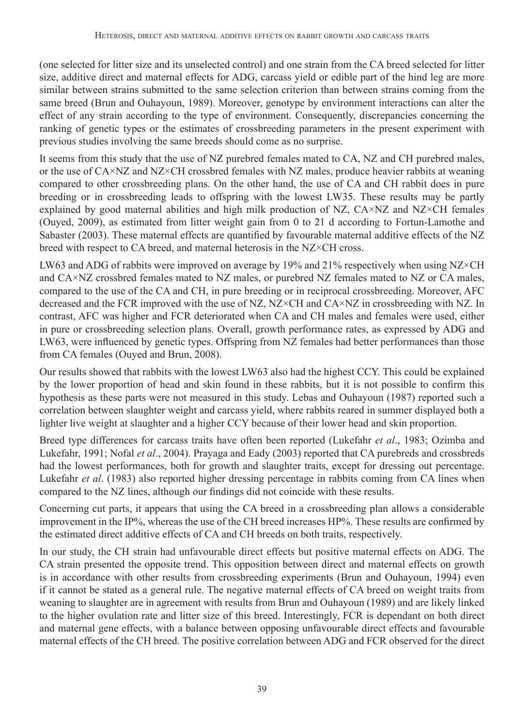(one selected for litter size and its unselected control) and one strain from the CA breed selected for litter size, additive direct and maternal effects for ADG, carcass yield or edible part of the hind leg are more similar between strains submitted to the same selection criterion than between strains coming from the same breed (Brun and Ouhayoun, 1989). Moreover, genotype by environment interactions can alter the effect of any strain according to the type of environment. Consequently, discrepancies concerning the ranking of genetic types or the estimates of crossbreeding parameters in the present experiment with previous studies involving the same breeds should come as no surprise.

It seems from this study that the use of NZ purebred females mated to CA, NZ and CH purebred males, or the use of CA×NZ and NZ×CH crossbred females with NZ males, produce heavier rabbits at weaning compared to other crossbreeding plans. On the other hand, the use of CA and CH rabbit does in pure breeding or in crossbreeding leads to offspring with the lowest LW35. These results may be partly explained by good maternal abilities and high milk production of NZ, CA×NZ and NZ×CH females (Ouyed, 2009), as estimated from litter weight gain from 0 to 21 d according to Fortun-Lamothe and Sabaster (2003). These maternal effects are quantified by favourable maternal additive effects of the NZ breed with respect to CA breed, and maternal heterosis in the NZ×CH cross.

LW63 and ADG of rabbits were improved on average by 19% and 21% respectively when using NZ×CH and CA×NZ crossbred females mated to NZ males, or purebred NZ females mated to NZ or CA males, compared to the use of the CA and CH, in pure breeding or in reciprocal crossbreeding. Moreover, AFC decreased and the FCR improved with the use of NZ, NZ×CH and CA×NZ in crossbreeding with NZ. In contrast, AFC was higher and FCR deteriorated when CA and CH males and females were used, either in pure or crossbreeding selection plans. Overall, growth performance rates, as expressed by ADG and LW63, were influenced by genetic types. Offspring from NZ females had better performances than those from CA females (Ouyed and Brun, 2008).

Our results showed that rabbits with the lowest LW63 also had the highest CCY. This could be explained by the lower proportion of head and skin found in these rabbits, but it is not possible to confirm this hypothesis as these parts were not measured in this study. Lebas and Ouhayoun (1987) reported such a correlation between slaughter weight and carcass yield, where rabbits reared in summer displayed both a lighter live weight at slaughter and a higher CCY because of their lower head and skin proportion.

Breed type differences for carcass traits have often been reported (Lukefahr *et al*., 1983; Ozimba and Lukefahr, 1991; Nofal *et al*., 2004). Prayaga and Eady (2003) reported that CA purebreds and crossbreds had the lowest performances, both for growth and slaughter traits, except for dressing out percentage. Lukefahr *et al*. (1983) also reported higher dressing percentage in rabbits coming from CA lines when compared to the NZ lines, although our findings did not coincide with these results.

Concerning cut parts, it appears that using the CA breed in a crossbreeding plan allows a considerable improvement in the IP%, whereas the use of the CH breed increases HP%. These results are confirmed by the estimated direct additive effects of CA and CH breeds on both traits, respectively.

In our study, the CH strain had unfavourable direct effects but positive maternal effects on ADG. The CA strain presented the opposite trend. This opposition between direct and maternal effects on growth is in accordance with other results from crossbreeding experiments (Brun and Ouhayoun, 1994) even if it cannot be stated as a general rule. The negative maternal effects of CA breed on weight traits from weaning to slaughter are in agreement with results from Brun and Ouhayoun (1989) and are likely linked to the higher ovulation rate and litter size of this breed. Interestingly, FCR is dependant on both direct and maternal gene effects, with a balance between opposing unfavourable direct effects and favourable maternal effects of the CH breed. The positive correlation between ADG and FCR observed for the direct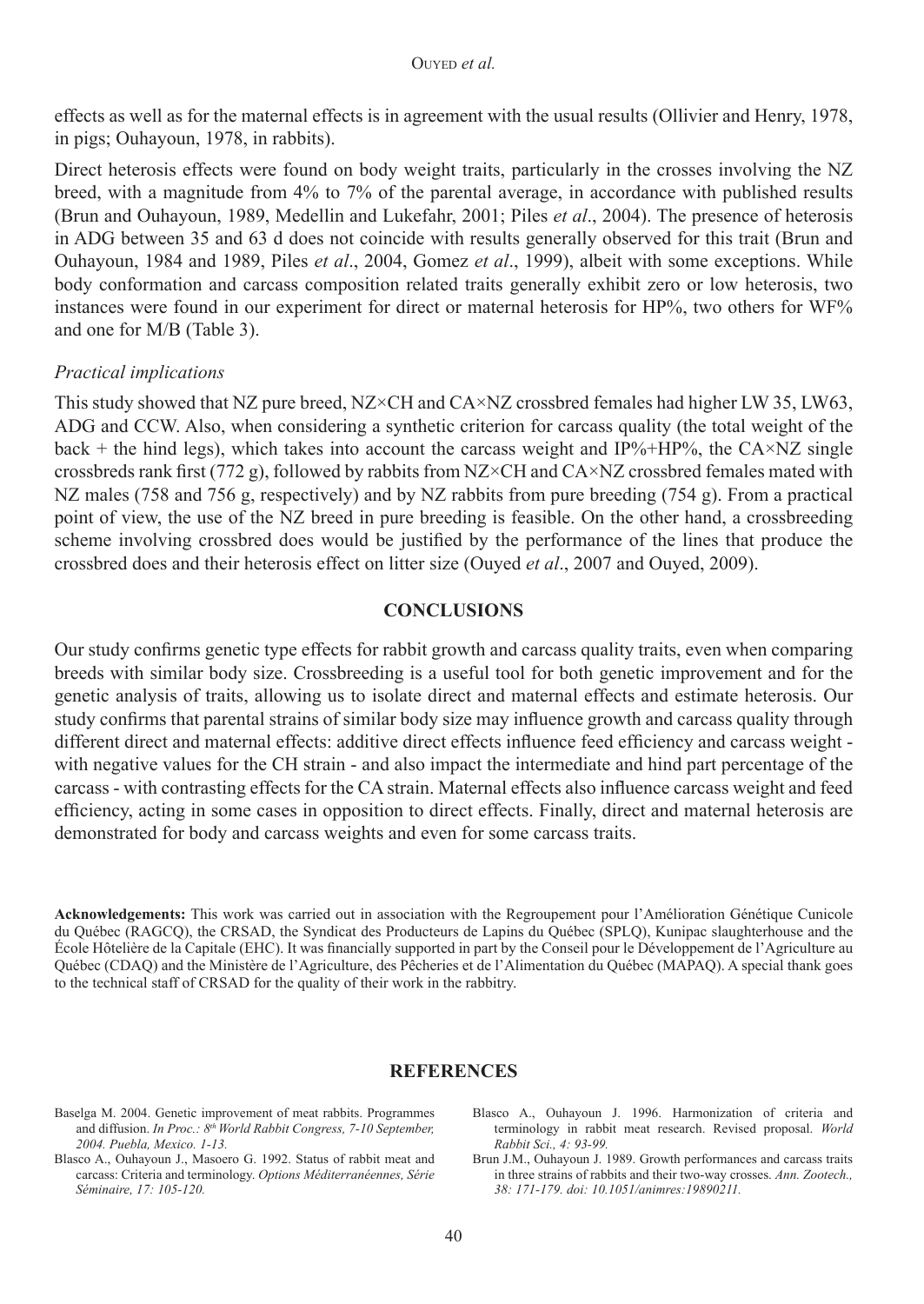effects as well as for the maternal effects is in agreement with the usual results (Ollivier and Henry, 1978, in pigs; Ouhayoun, 1978, in rabbits).

Direct heterosis effects were found on body weight traits, particularly in the crosses involving the NZ breed, with a magnitude from 4% to 7% of the parental average, in accordance with published results (Brun and Ouhayoun, 1989, Medellin and Lukefahr, 2001; Piles *et al*., 2004). The presence of heterosis in ADG between 35 and 63 d does not coincide with results generally observed for this trait (Brun and Ouhayoun, 1984 and 1989, Piles *et al*., 2004, Gomez *et al*., 1999), albeit with some exceptions. While body conformation and carcass composition related traits generally exhibit zero or low heterosis, two instances were found in our experiment for direct or maternal heterosis for HP%, two others for WF% and one for M/B (Table 3).

### *Practical implications*

This study showed that NZ pure breed, NZ×CH and CA×NZ crossbred females had higher LW 35, LW63, ADG and CCW. Also, when considering a synthetic criterion for carcass quality (the total weight of the back + the hind legs), which takes into account the carcass weight and IP%+HP%, the CA×NZ single crossbreds rank first (772 g), followed by rabbits from NZ×CH and CA×NZ crossbred females mated with NZ males (758 and 756 g, respectively) and by NZ rabbits from pure breeding (754 g). From a practical point of view, the use of the NZ breed in pure breeding is feasible. On the other hand, a crossbreeding scheme involving crossbred does would be justified by the performance of the lines that produce the crossbred does and their heterosis effect on litter size (Ouyed *et al*., 2007 and Ouyed, 2009).

## CONCLUSIONS

Our study confirms genetic type effects for rabbit growth and carcass quality traits, even when comparing breeds with similar body size. Crossbreeding is a useful tool for both genetic improvement and for the genetic analysis of traits, allowing us to isolate direct and maternal effects and estimate heterosis. Our study confirms that parental strains of similar body size may influence growth and carcass quality through different direct and maternal effects: additive direct effects influence feed efficiency and carcass weight - with negative values for the CH strain - and also impact the intermediate and hind part percentage of the carcass - with contrasting effects for the CA strain. Maternal effects also influence carcass weight and feed efficiency, acting in some cases in opposition to direct effects. Finally, direct and maternal heterosis are demonstrated for body and carcass weights and even for some carcass traits.

**Acknowledgements:** This work was carried out in association with the Regroupement pour l'Amélioration Génétique Cunicole du Québec (RAGCQ), the CRSAD, the Syndicat des Producteurs de Lapins du Québec (SPLQ), Kunipac slaughterhouse and the École Hôtelière de la Capitale (EHC). It was financially supported in part by the Conseil pour le Développement de l'Agriculture au Québec (CDAQ) and the Ministère de l'Agriculture, des Pêcheries et de l'Alimentation du Québec (MAPAQ). A special thank goes to the technical staff of CRSAD for the quality of their work in the rabbitry.

## REFERENCES

Baselga M. 2004. Genetic improvement of meat rabbits. Programmes and diffusion. *In Proc.: 8th World Rabbit Congress, 7-10 September, 2004. Puebla, Mexico. 1-13.*

Blasco A., Ouhayoun J., Masoero G. 1992. Status of rabbit meat and carcass: Criteria and terminology. *Options Méditerranéennes, Série Séminaire, 17: 105-120.*

Blasco A., Ouhayoun J. 1996. Harmonization of criteria and terminology in rabbit meat research. Revised proposal. *World Rabbit Sci., 4: 93-99.*

Brun J.M., Ouhayoun J. 1989. Growth performances and carcass traits in three strains of rabbits and their two-way crosses. *Ann. Zootech., 38: 171-179. doi: 10.1051/animres:19890211.*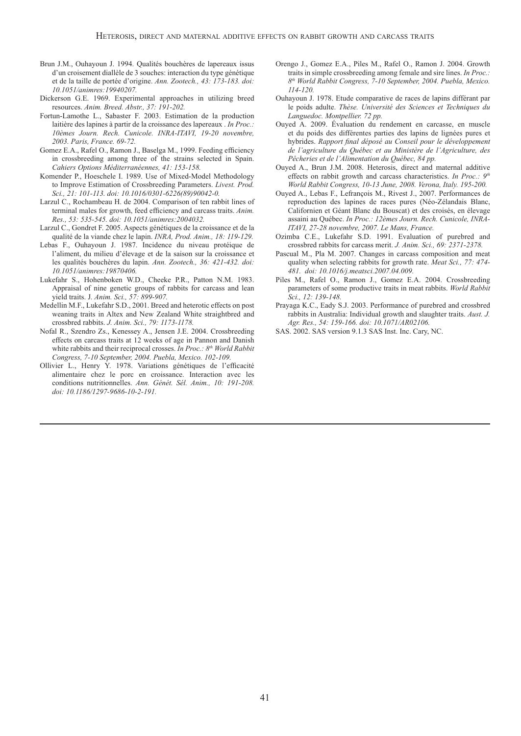Brun J.M., Ouhayoun J. 1994. Qualités bouchères de lapereaux issus d'un croisement diallèle de 3 souches: interaction du type génétique et de la taille de portée d'origine. *Ann. Zootech., 43: 173-183. doi: 10.1051/animres:19940207.*

Dickerson G.E. 1969. Experimental approaches in utilizing breed resources. *Anim. Breed. Abstr., 37: 191-202.*

Fortun-Lamothe L., Sabaster F. 2003. Estimation de la production laitière des lapines à partir de la croissance des lapereaux . *In Proc.: 10èmes Journ. Rech. Cunicole. INRA-ITAVI, 19-20 novembre, 2003. Paris, France. 69-72.*

Gomez E.A., Rafel O., Ramon J., Baselga M., 1999. Feeding efficiency in crossbreeding among three of the strains selected in Spain. *Cahiers Options Méditerranéennes, 41: 153-158.*

Komender P., Hoeschele I. 1989. Use of Mixed-Model Methodology to Improve Estimation of Crossbreeding Parameters. *Livest. Prod. Sci., 21: 101-113. doi: 10.1016/0301-6226(89)90042-0.*

Larzul C., Rochambeau H. de 2004. Comparison of ten rabbit lines of terminal males for growth, feed efficiency and carcass traits. *Anim. Res., 53: 535-545. doi: 10.1051/animres:2004032.*

Larzul C., Gondret F. 2005. Aspects génétiques de la croissance et de la qualité de la viande chez le lapin. *INRA, Prod. Anim., 18: 119-129.*

Lebas F., Ouhayoun J. 1987. Incidence du niveau protéique de l'aliment, du milieu d'élevage et de la saison sur la croissance et les qualités bouchères du lapin. *Ann. Zootech., 36: 421-432. doi: 10.1051/animres:19870406.*

Lukefahr S., Hohenboken W.D., Cheeke P.R., Patton N.M. 1983. Appraisal of nine genetic groups of rabbits for carcass and lean yield traits. J. *Anim. Sci., 57: 899-907.*

Medellin M.F., Lukefahr S.D., 2001. Breed and heterotic effects on post weaning traits in Altex and New Zealand White straightbred and crossbred rabbits. *J. Anim. Sci., 79: 1173-1178.*

Nofal R., Szendro Zs., Kenessey A., Jensen J.E. 2004. Crossbreeding effects on carcass traits at 12 weeks of age in Pannon and Danish white rabbits and their reciprocal crosses. *In Proc.: 8th World Rabbit Congress, 7-10 September, 2004. Puebla, Mexico. 102-109.*

Ollivier L., Henry Y. 1978. Variations génétiques de l'efficacité alimentaire chez le porc en croissance. Interaction avec les conditions nutritionnelles. *Ann. Génét. Sél. Anim., 10: 191-208. doi: 10.1186/1297-9686-10-2-191.*

Orengo J., Gomez E.A., Piles M., Rafel O., Ramon J. 2004. Growth traits in simple crossbreeding among female and sire lines. *In Proc.: 8th World Rabbit Congress, 7-10 September, 2004. Puebla, Mexico. 114-120.*

Ouhayoun J. 1978. Etude comparative de races de lapins différant par le poids adulte. *Thèse. Université des Sciences et Techniques du Languedoc. Montpellier. 72 pp.*

Ouyed A. 2009. Évaluation du rendement en carcasse, en muscle et du poids des différentes parties des lapins de lignées pures et hybrides. *Rapport final déposé au Conseil pour le développement de l'agriculture du Québec et au Ministère de l'Agriculture, des Pêcheries et de l'Alimentation du Québec, 84 pp.*

Ouyed A., Brun J.M. 2008. Heterosis, direct and maternal additive effects on rabbit growth and carcass characteristics. *In Proc.: 9th World Rabbit Congress, 10-13 June, 2008. Verona, Italy. 195-200.*

Ouyed A., Lebas F., Lefrançois M., Rivest J., 2007. Performances de reproduction des lapines de races pures (Néo-Zélandais Blanc, Californien et Géant Blanc du Bouscat) et des croisés, en élevage assaini au Québec. *In Proc.: 12èmes Journ. Rech. Cunicole, INRA-ITAVI, 27-28 novembre, 2007. Le Mans, France.*

Ozimba C.E., Lukefahr S.D. 1991. Evaluation of purebred and crossbred rabbits for carcass merit. *J. Anim. Sci., 69: 2371-2378.*

Pascual M., Pla M. 2007. Changes in carcass composition and meat quality when selecting rabbits for growth rate. *Meat Sci., 77: 474-481. doi: 10.1016/j.meatsci.2007.04.009.*

Piles M., Rafel O., Ramon J., Gomez E.A. 2004. Crossbreeding parameters of some productive traits in meat rabbits. *World Rabbit Sci., 12: 139-148.*

Prayaga K.C., Eady S.J. 2003. Performance of purebred and crossbred rabbits in Australia: Individual growth and slaughter traits. *Aust. J. Agr. Res., 54: 159-166. doi: 10.1071/AR02106.*

SAS. 2002. SAS version 9.1.3 SAS Inst. Inc. Cary, NC.